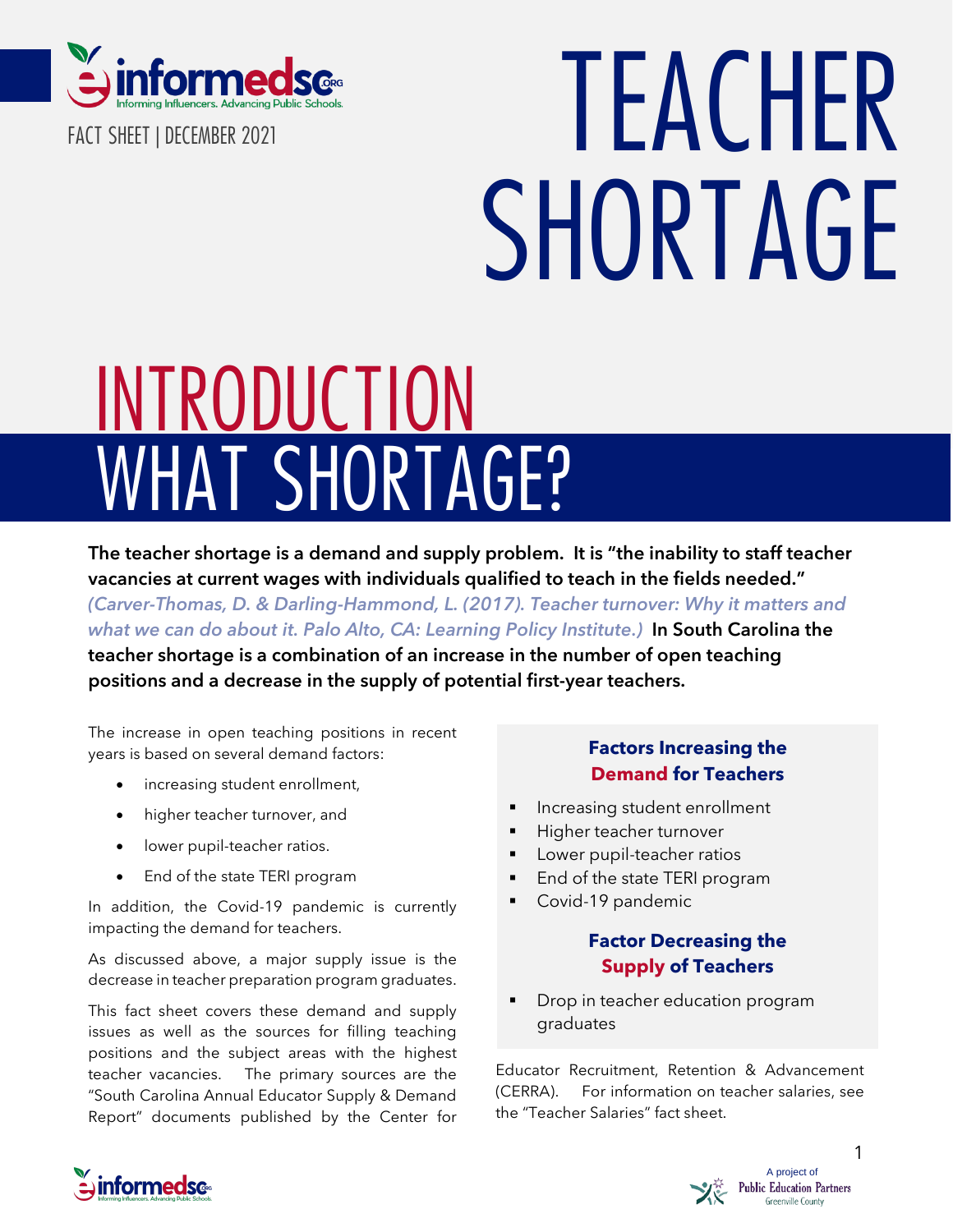informedsc.org — Informing Influencers. Advancing Public Schools.

FACT SHEET | DECEMBER 2021

# TEACHER SHORTAGE

## INTRODUCTION
## WHAT SHORTAGE?

**The teacher shortage is a demand and supply problem. It is "the inability to staff teacher vacancies at current wages with individuals qualified to teach in the fields needed."** *(Carver-Thomas, D. & Darling-Hammond, L. (2017). Teacher turnover: Why it matters and what we can do about it. Palo Alto, CA: Learning Policy Institute.)* **In South Carolina the teacher shortage is a combination of an increase in the number of open teaching positions and a decrease in the supply of potential first-year teachers.**

The increase in open teaching positions in recent years is based on several demand factors:

- increasing student enrollment,
- higher teacher turnover, and
- lower pupil-teacher ratios.
- End of the state TERI program

In addition, the Covid-19 pandemic is currently impacting the demand for teachers.

As discussed above, a major supply issue is the decrease in teacher preparation program graduates.

This fact sheet covers these demand and supply issues as well as the sources for filling teaching positions and the subject areas with the highest teacher vacancies. The primary sources are the "South Carolina Annual Educator Supply & Demand Report" documents published by the Center for Educator Recruitment, Retention & Advancement (CERRA). For information on teacher salaries, see the "Teacher Salaries" fact sheet.

### Factors Increasing the Demand for Teachers

- Increasing student enrollment
- Higher teacher turnover
- Lower pupil-teacher ratios
- End of the state TERI program
- Covid-19 pandemic

### Factor Decreasing the Supply of Teachers

- Drop in teacher education program graduates

A project of Public Education Partners Greenville County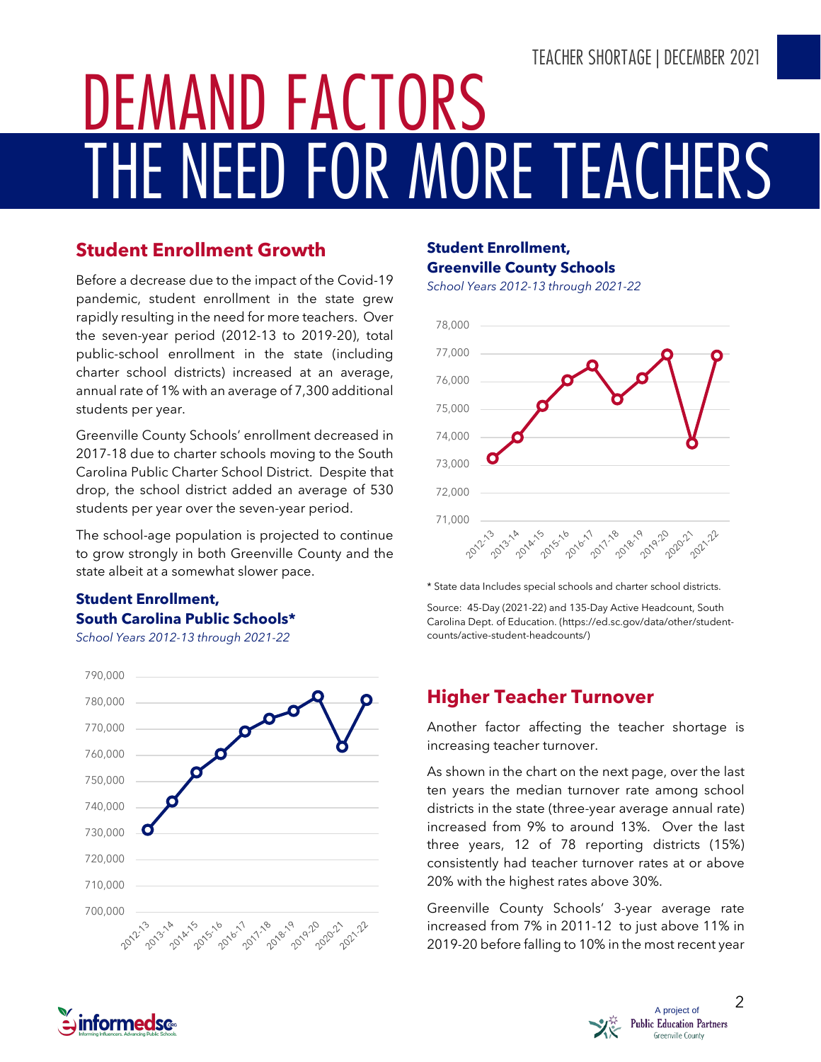# DEMAND FACTORS
# THE NEED FOR MORE TEACHERS

## Student Enrollment Growth

Before a decrease due to the impact of the Covid-19 pandemic, student enrollment in the state grew rapidly resulting in the need for more teachers. Over the seven-year period (2012-13 to 2019-20), total public-school enrollment in the state (including charter school districts) increased at an average, annual rate of 1% with an average of 7,300 additional students per year.

Greenville County Schools' enrollment decreased in 2017-18 due to charter schools moving to the South Carolina Public Charter School District. Despite that drop, the school district added an average of 530 students per year over the seven-year period.

The school-age population is projected to continue to grow strongly in both Greenville County and the state albeit at a somewhat slower pace.

**Student Enrollment, South Carolina Public Schools***

*School Years 2012-13 through 2021-22*

**Student Enrollment, Greenville County Schools**

*School Years 2012-13 through 2021-22*

* State data Includes special schools and charter school districts.

Source: 45-Day (2021-22) and 135-Day Active Headcount, South Carolina Dept. of Education. (https://ed.sc.gov/data/other/student-counts/active-student-headcounts/)

## Higher Teacher Turnover

Another factor affecting the teacher shortage is increasing teacher turnover.

As shown in the chart on the next page, over the last ten years the median turnover rate among school districts in the state (three-year average annual rate) increased from 9% to around 13%. Over the last three years, 12 of 78 reporting districts (15%) consistently had teacher turnover rates at or above 20% with the highest rates above 30%.

Greenville County Schools' 3-year average rate increased from 7% in 2011-12 to just above 11% in 2019-20 before falling to 10% in the most recent year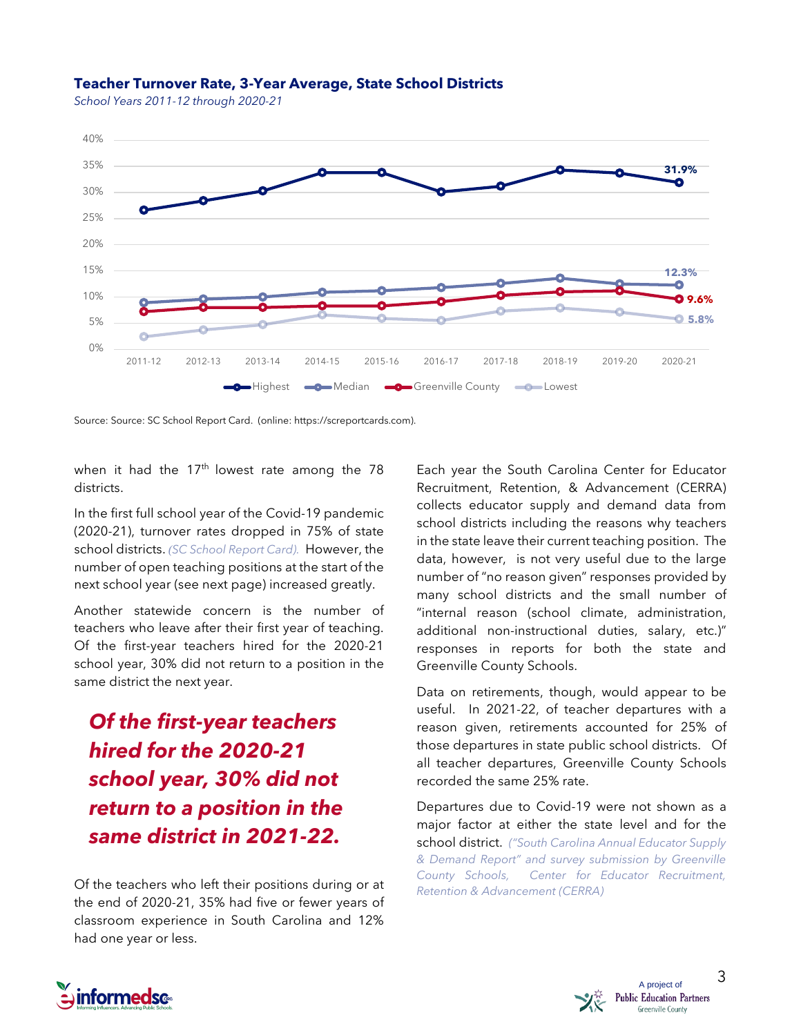**Teacher Turnover Rate, 3-Year Average, State School Districts**

*School Years 2011-12 through 2020-21*

Source: Source: SC School Report Card. (online: https://screportcards.com).

when it had the 17th lowest rate among the 78 districts.

In the first full school year of the Covid-19 pandemic (2020-21), turnover rates dropped in 75% of state school districts. *(SC School Report Card).* However, the number of open teaching positions at the start of the next school year (see next page) increased greatly.

Another statewide concern is the number of teachers who leave after their first year of teaching. Of the first-year teachers hired for the 2020-21 school year, 30% did not return to a position in the same district the next year.

> ***Of the first-year teachers hired for the 2020-21 school year, 30% did not return to a position in the same district in 2021-22.***

Of the teachers who left their positions during or at the end of 2020-21, 35% had five or fewer years of classroom experience in South Carolina and 12% had one year or less.

Each year the South Carolina Center for Educator Recruitment, Retention, & Advancement (CERRA) collects educator supply and demand data from school districts including the reasons why teachers in the state leave their current teaching position. The data, however, is not very useful due to the large number of "no reason given" responses provided by many school districts and the small number of "internal reason (school climate, administration, additional non-instructional duties, salary, etc.)" responses in reports for both the state and Greenville County Schools.

Data on retirements, though, would appear to be useful. In 2021-22, of teacher departures with a reason given, retirements accounted for 25% of those departures in state public school districts. Of all teacher departures, Greenville County Schools recorded the same 25% rate.

Departures due to Covid-19 were not shown as a major factor at either the state level and for the school district. *("South Carolina Annual Educator Supply & Demand Report" and survey submission by Greenville County Schools, Center for Educator Recruitment, Retention & Advancement (CERRA)*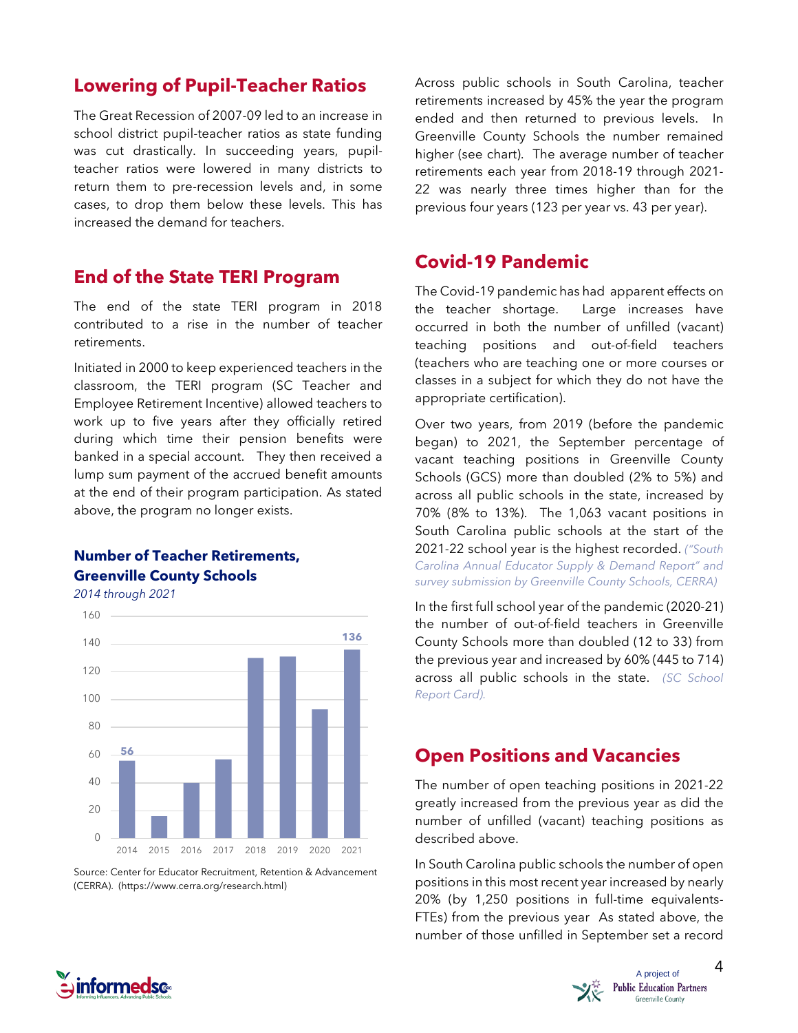## Lowering of Pupil-Teacher Ratios

The Great Recession of 2007-09 led to an increase in school district pupil-teacher ratios as state funding was cut drastically. In succeeding years, pupil-teacher ratios were lowered in many districts to return them to pre-recession levels and, in some cases, to drop them below these levels. This has increased the demand for teachers.

## End of the State TERI Program

The end of the state TERI program in 2018 contributed to a rise in the number of teacher retirements.

Initiated in 2000 to keep experienced teachers in the classroom, the TERI program (SC Teacher and Employee Retirement Incentive) allowed teachers to work up to five years after they officially retired during which time their pension benefits were banked in a special account. They then received a lump sum payment of the accrued benefit amounts at the end of their program participation. As stated above, the program no longer exists.

### Number of Teacher Retirements, Greenville County Schools

*2014 through 2021*

| Year | Retirements |
|---|---|
| 2014 | 56 |
| 2015 | |
| 2016 | |
| 2017 | |
| 2018 | |
| 2019 | |
| 2020 | |
| 2021 | 136 |

Source: Center for Educator Recruitment, Retention & Advancement (CERRA). (https://www.cerra.org/research.html)

Across public schools in South Carolina, teacher retirements increased by 45% the year the program ended and then returned to previous levels. In Greenville County Schools the number remained higher (see chart). The average number of teacher retirements each year from 2018-19 through 2021-22 was nearly three times higher than for the previous four years (123 per year vs. 43 per year).

## Covid-19 Pandemic

The Covid-19 pandemic has had apparent effects on the teacher shortage. Large increases have occurred in both the number of unfilled (vacant) teaching positions and out-of-field teachers (teachers who are teaching one or more courses or classes in a subject for which they do not have the appropriate certification).

Over two years, from 2019 (before the pandemic began) to 2021, the September percentage of vacant teaching positions in Greenville County Schools (GCS) more than doubled (2% to 5%) and across all public schools in the state, increased by 70% (8% to 13%). The 1,063 vacant positions in South Carolina public schools at the start of the 2021-22 school year is the highest recorded. *("South Carolina Annual Educator Supply & Demand Report" and survey submission by Greenville County Schools, CERRA)*

In the first full school year of the pandemic (2020-21) the number of out-of-field teachers in Greenville County Schools more than doubled (12 to 33) from the previous year and increased by 60% (445 to 714) across all public schools in the state. *(SC School Report Card).*

## Open Positions and Vacancies

The number of open teaching positions in 2021-22 greatly increased from the previous year as did the number of unfilled (vacant) teaching positions as described above.

In South Carolina public schools the number of open positions in this most recent year increased by nearly 20% (by 1,250 positions in full-time equivalents-FTEs) from the previous year As stated above, the number of those unfilled in September set a record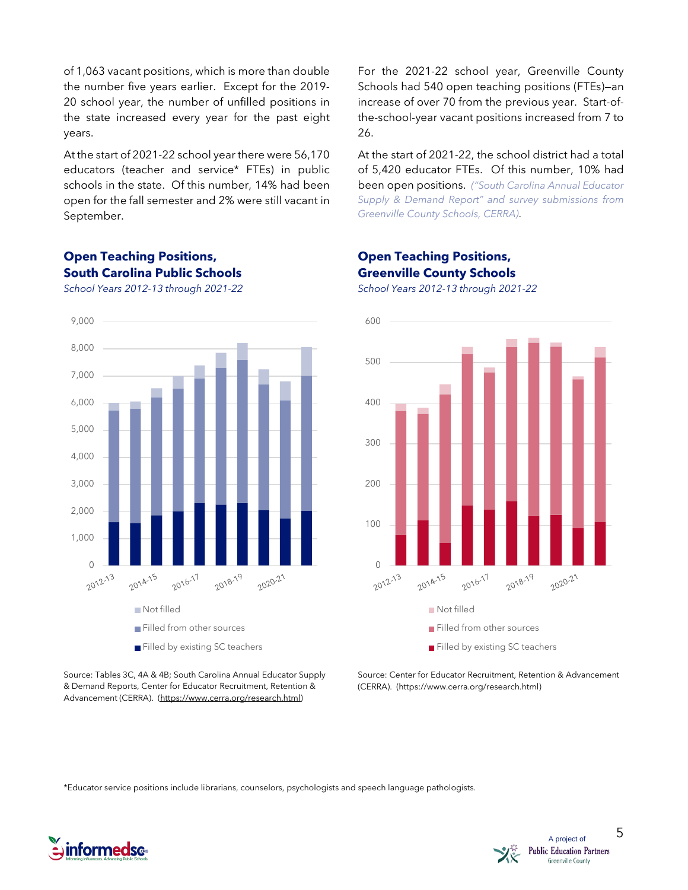of 1,063 vacant positions, which is more than double the number five years earlier. Except for the 2019-20 school year, the number of unfilled positions in the state increased every year for the past eight years.

At the start of 2021-22 school year there were 56,170 educators (teacher and service* FTEs) in public schools in the state. Of this number, 14% had been open for the fall semester and 2% were still vacant in September.

For the 2021-22 school year, Greenville County Schools had 540 open teaching positions (FTEs)—an increase of over 70 from the previous year. Start-of-the-school-year vacant positions increased from 7 to 26.

At the start of 2021-22, the school district had a total of 5,420 educator FTEs. Of this number, 10% had been open positions. *("South Carolina Annual Educator Supply & Demand Report" and survey submissions from Greenville County Schools, CERRA).*

### Open Teaching Positions, South Carolina Public Schools

*School Years 2012-13 through 2021-22*

Not filled
Filled from other sources
Filled by existing SC teachers

Source: Tables 3C, 4A & 4B; South Carolina Annual Educator Supply & Demand Reports, Center for Educator Recruitment, Retention & Advancement (CERRA). (https://www.cerra.org/research.html)

### Open Teaching Positions, Greenville County Schools

*School Years 2012-13 through 2021-22*

Not filled
Filled from other sources
Filled by existing SC teachers

Source: Center for Educator Recruitment, Retention & Advancement (CERRA). (https://www.cerra.org/research.html)

*Educator service positions include librarians, counselors, psychologists and speech language pathologists.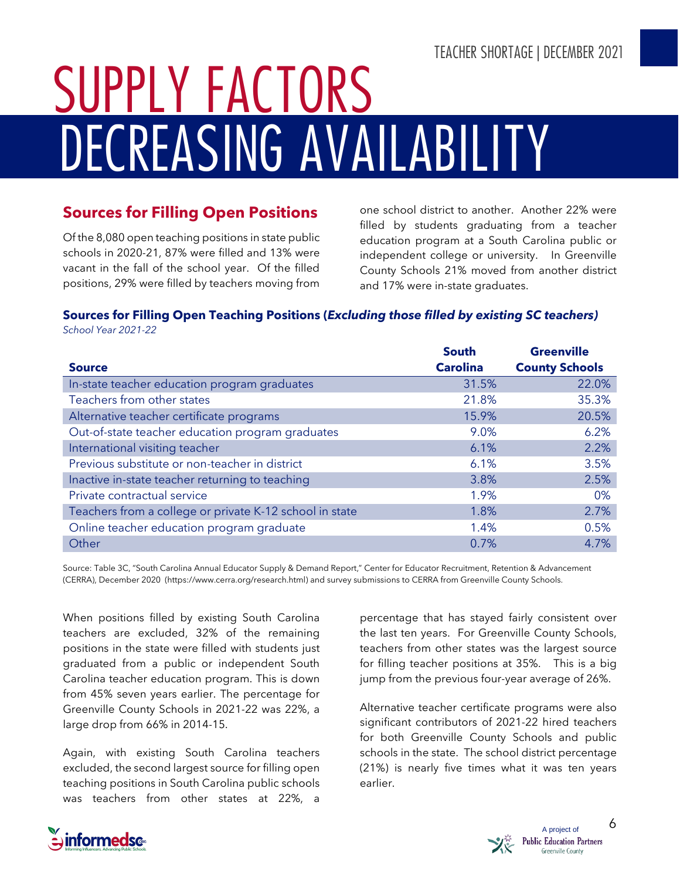# SUPPLY FACTORS

# DECREASING AVAILABILITY

## Sources for Filling Open Positions

Of the 8,080 open teaching positions in state public schools in 2020-21, 87% were filled and 13% were vacant in the fall of the school year. Of the filled positions, 29% were filled by teachers moving from one school district to another. Another 22% were filled by students graduating from a teacher education program at a South Carolina public or independent college or university. In Greenville County Schools 21% moved from another district and 17% were in-state graduates.

**Sources for Filling Open Teaching Positions (*Excluding those filled by existing SC teachers)***
*School Year 2021-22*

| Source | South Carolina | Greenville County Schools |
|---|---|---|
| In-state teacher education program graduates | 31.5% | 22.0% |
| Teachers from other states | 21.8% | 35.3% |
| Alternative teacher certificate programs | 15.9% | 20.5% |
| Out-of-state teacher education program graduates | 9.0% | 6.2% |
| International visiting teacher | 6.1% | 2.2% |
| Previous substitute or non-teacher in district | 6.1% | 3.5% |
| Inactive in-state teacher returning to teaching | 3.8% | 2.5% |
| Private contractual service | 1.9% | 0% |
| Teachers from a college or private K-12 school in state | 1.8% | 2.7% |
| Online teacher education program graduate | 1.4% | 0.5% |
| Other | 0.7% | 4.7% |

Source: Table 3C, "South Carolina Annual Educator Supply & Demand Report," Center for Educator Recruitment, Retention & Advancement (CERRA), December 2020 (https://www.cerra.org/research.html) and survey submissions to CERRA from Greenville County Schools.

When positions filled by existing South Carolina teachers are excluded, 32% of the remaining positions in the state were filled with students just graduated from a public or independent South Carolina teacher education program. This is down from 45% seven years earlier. The percentage for Greenville County Schools in 2021-22 was 22%, a large drop from 66% in 2014-15.

Again, with existing South Carolina teachers excluded, the second largest source for filling open teaching positions in South Carolina public schools was teachers from other states at 22%, a percentage that has stayed fairly consistent over the last ten years. For Greenville County Schools, teachers from other states was the largest source for filling teacher positions at 35%. This is a big jump from the previous four-year average of 26%.

Alternative teacher certificate programs were also significant contributors of 2021-22 hired teachers for both Greenville County Schools and public schools in the state. The school district percentage (21%) is nearly five times what it was ten years earlier.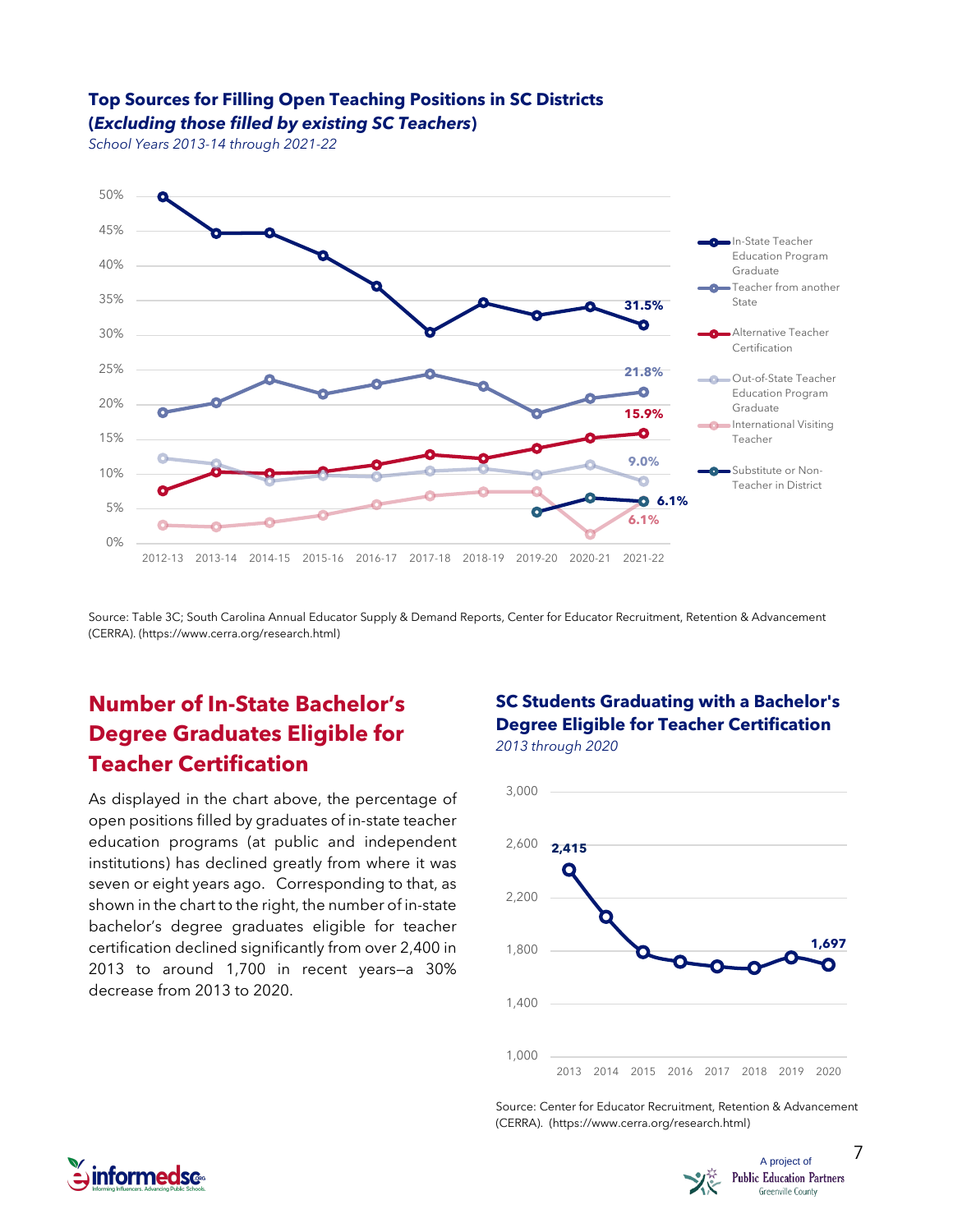**Top Sources for Filling Open Teaching Positions in SC Districts (*Excluding those filled by existing SC Teachers*)**

*School Years 2013-14 through 2021-22*

Source: Table 3C; South Carolina Annual Educator Supply & Demand Reports, Center for Educator Recruitment, Retention & Advancement (CERRA). (https://www.cerra.org/research.html)

## Number of In-State Bachelor's Degree Graduates Eligible for Teacher Certification

As displayed in the chart above, the percentage of open positions filled by graduates of in-state teacher education programs (at public and independent institutions) has declined greatly from where it was seven or eight years ago. Corresponding to that, as shown in the chart to the right, the number of in-state bachelor's degree graduates eligible for teacher certification declined significantly from over 2,400 in 2013 to around 1,700 in recent years—a 30% decrease from 2013 to 2020.

**SC Students Graduating with a Bachelor's Degree Eligible for Teacher Certification**

*2013 through 2020*

Source: Center for Educator Recruitment, Retention & Advancement (CERRA). (https://www.cerra.org/research.html)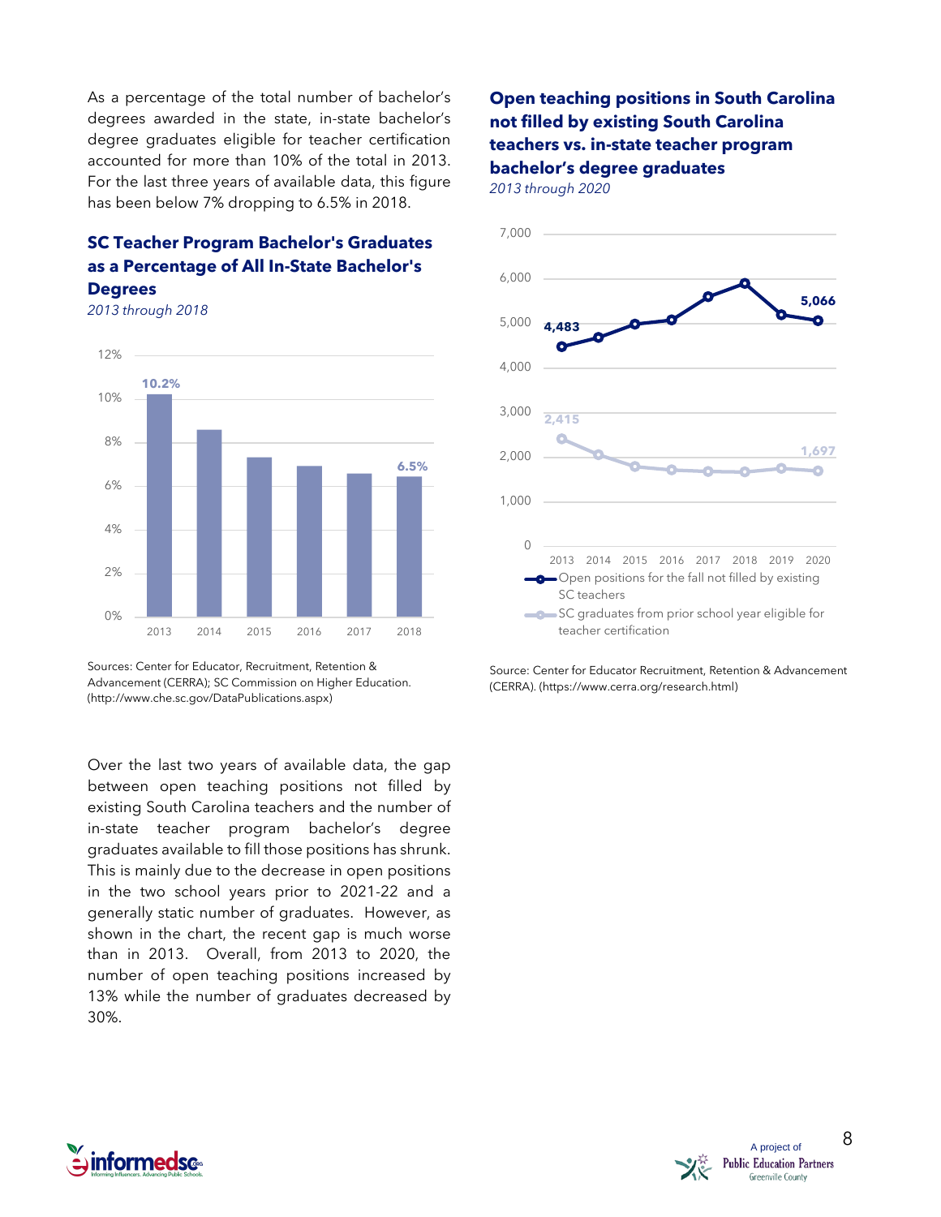As a percentage of the total number of bachelor's degrees awarded in the state, in-state bachelor's degree graduates eligible for teacher certification accounted for more than 10% of the total in 2013. For the last three years of available data, this figure has been below 7% dropping to 6.5% in 2018.

### SC Teacher Program Bachelor's Graduates as a Percentage of All In-State Bachelor's Degrees

*2013 through 2018*

Sources: Center for Educator, Recruitment, Retention & Advancement (CERRA); SC Commission on Higher Education. (http://www.che.sc.gov/DataPublications.aspx)

Over the last two years of available data, the gap between open teaching positions not filled by existing South Carolina teachers and the number of in-state teacher program bachelor's degree graduates available to fill those positions has shrunk. This is mainly due to the decrease in open positions in the two school years prior to 2021-22 and a generally static number of graduates. However, as shown in the chart, the recent gap is much worse than in 2013. Overall, from 2013 to 2020, the number of open teaching positions increased by 13% while the number of graduates decreased by 30%.

### Open teaching positions in South Carolina not filled by existing South Carolina teachers vs. in-state teacher program bachelor's degree graduates

*2013 through 2020*

Source: Center for Educator Recruitment, Retention & Advancement (CERRA). (https://www.cerra.org/research.html)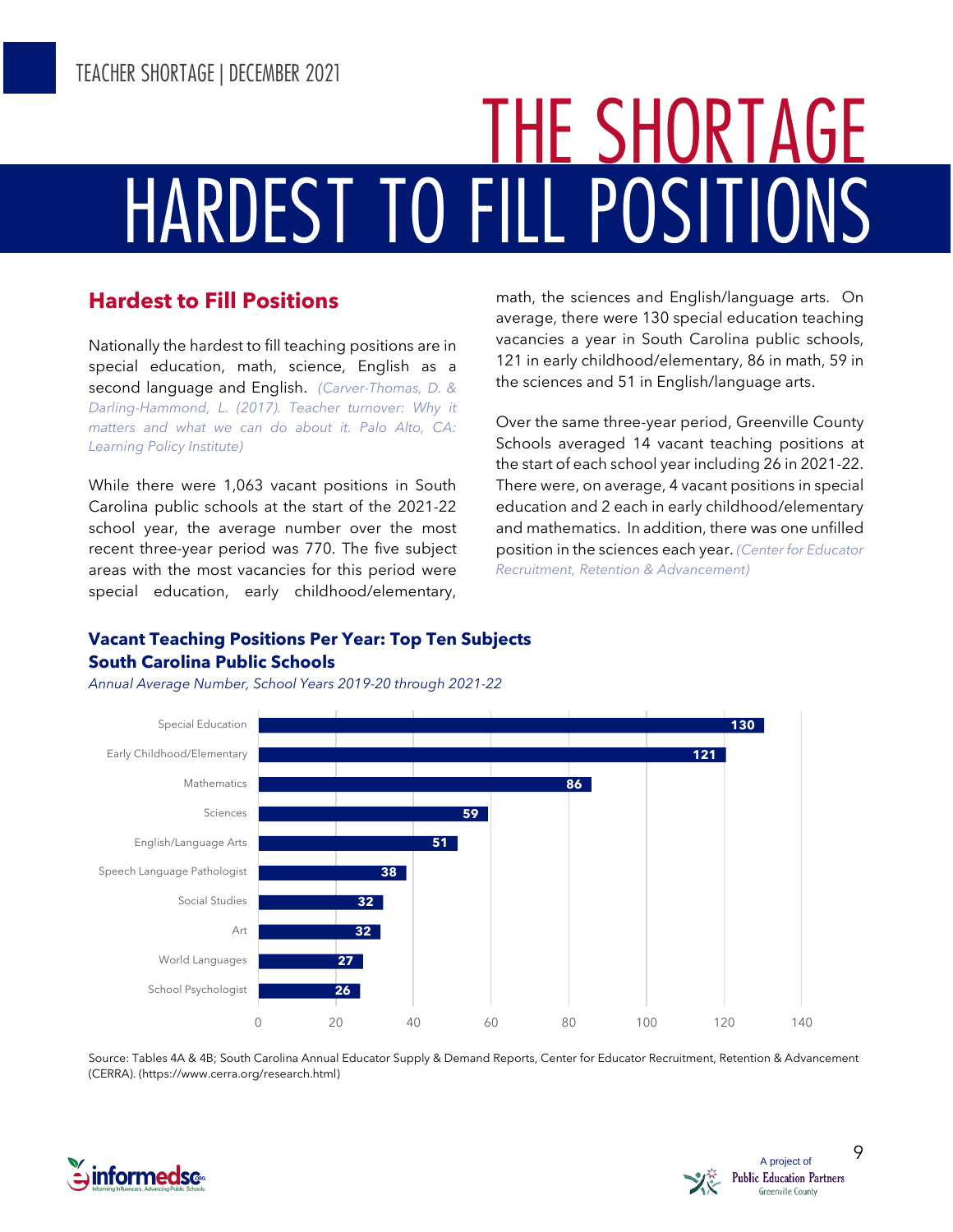# THE SHORTAGE

# HARDEST TO FILL POSITIONS

## Hardest to Fill Positions

Nationally the hardest to fill teaching positions are in special education, math, science, English as a second language and English. *(Carver-Thomas, D. & Darling-Hammond, L. (2017). Teacher turnover: Why it matters and what we can do about it. Palo Alto, CA: Learning Policy Institute)*

While there were 1,063 vacant positions in South Carolina public schools at the start of the 2021-22 school year, the average number over the most recent three-year period was 770. The five subject areas with the most vacancies for this period were special education, early childhood/elementary, math, the sciences and English/language arts. On average, there were 130 special education teaching vacancies a year in South Carolina public schools, 121 in early childhood/elementary, 86 in math, 59 in the sciences and 51 in English/language arts.

Over the same three-year period, Greenville County Schools averaged 14 vacant teaching positions at the start of each school year including 26 in 2021-22. There were, on average, 4 vacant positions in special education and 2 each in early childhood/elementary and mathematics. In addition, there was one unfilled position in the sciences each year. *(Center for Educator Recruitment, Retention & Advancement)*

**Vacant Teaching Positions Per Year: Top Ten Subjects**
**South Carolina Public Schools**

*Annual Average Number, School Years 2019-20 through 2021-22*

Special Education 130
Early Childhood/Elementary 121
Mathematics 86
Sciences 59
English/Language Arts 51
Speech Language Pathologist 38
Social Studies 32
Art 32
World Languages 27
School Psychologist 26

0 20 40 60 80 100 120 140

Source: Tables 4A & 4B; South Carolina Annual Educator Supply & Demand Reports, Center for Educator Recruitment, Retention & Advancement (CERRA). (https://www.cerra.org/research.html)